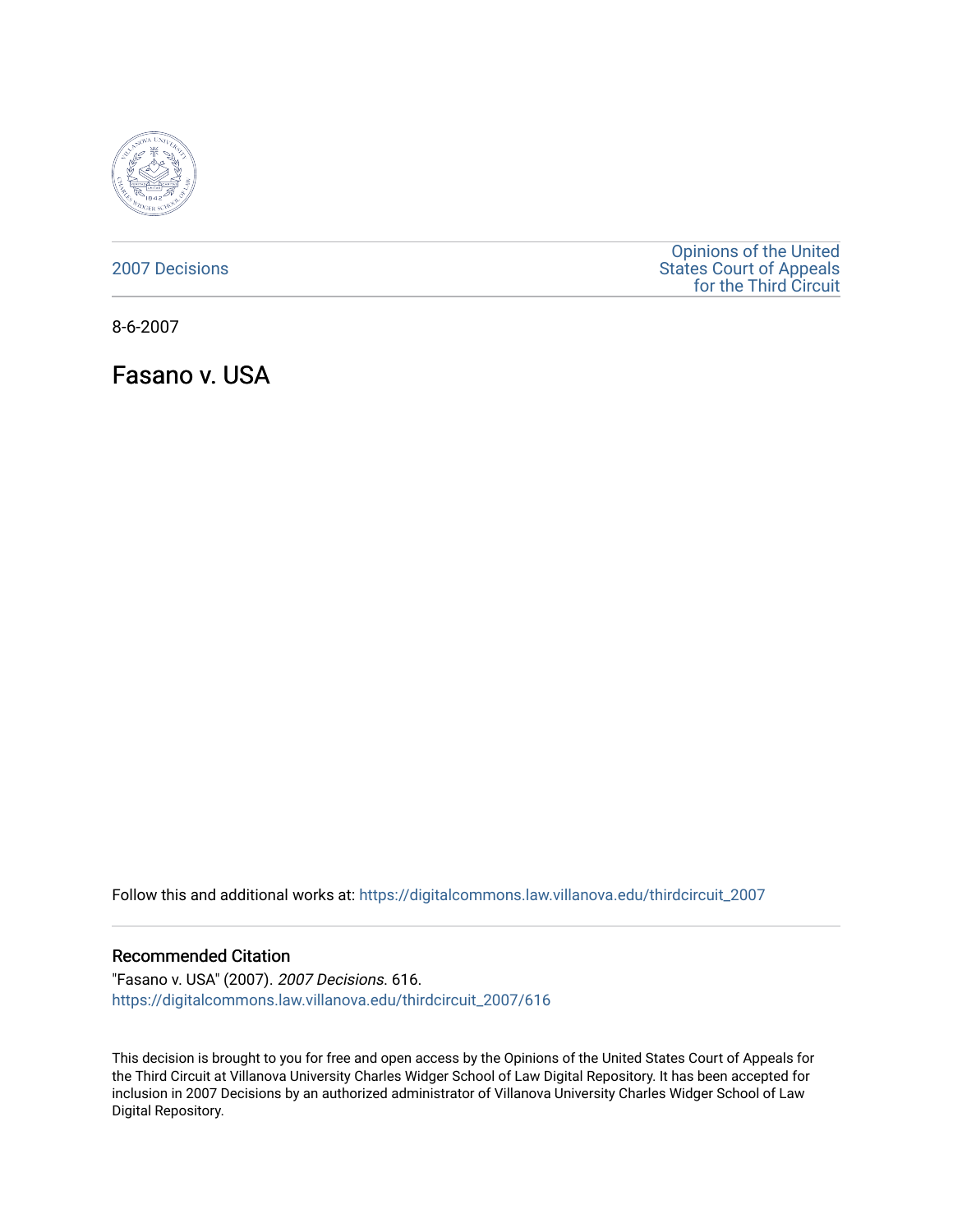2007 Decisions

Opinions of the United States Court of Appeals for the Third Circuit

8-6-2007

# Fasano v. USA

Follow this and additional works at: https://digitalcommons.law.villanova.edu/thirdcircuit_2007

## Recommended Citation

"Fasano v. USA" (2007). *2007 Decisions*. 616.
https://digitalcommons.law.villanova.edu/thirdcircuit_2007/616

This decision is brought to you for free and open access by the Opinions of the United States Court of Appeals for the Third Circuit at Villanova University Charles Widger School of Law Digital Repository. It has been accepted for inclusion in 2007 Decisions by an authorized administrator of Villanova University Charles Widger School of Law Digital Repository.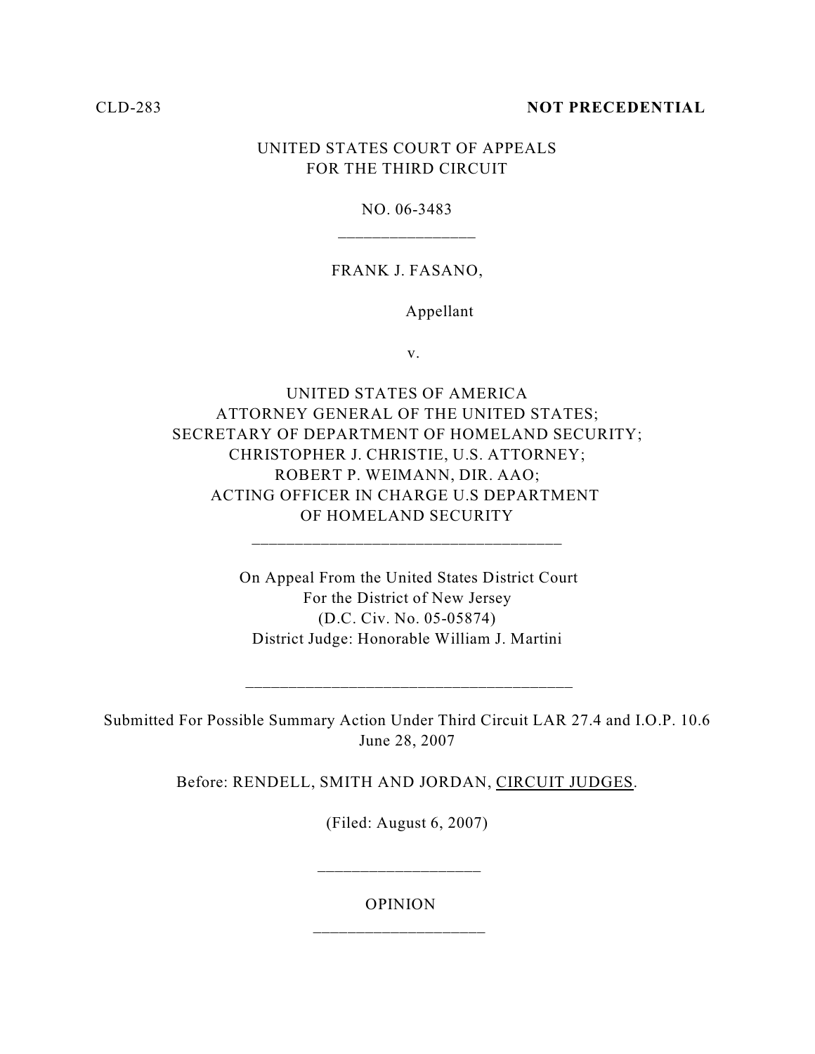CLD-283 **NOT PRECEDENTIAL**

UNITED STATES COURT OF APPEALS
FOR THE THIRD CIRCUIT

NO. 06-3483

---

FRANK J. FASANO,

Appellant

v.

UNITED STATES OF AMERICA
ATTORNEY GENERAL OF THE UNITED STATES;
SECRETARY OF DEPARTMENT OF HOMELAND SECURITY;
CHRISTOPHER J. CHRISTIE, U.S. ATTORNEY;
ROBERT P. WEIMANN, DIR. AAO;
ACTING OFFICER IN CHARGE U.S DEPARTMENT
OF HOMELAND SECURITY

---

On Appeal From the United States District Court
For the District of New Jersey
(D.C. Civ. No. 05-05874)
District Judge: Honorable William J. Martini

---

Submitted For Possible Summary Action Under Third Circuit LAR 27.4 and I.O.P. 10.6
June 28, 2007

Before: RENDELL, SMITH AND JORDAN, CIRCUIT JUDGES.

(Filed: August 6, 2007)

---

OPINION

---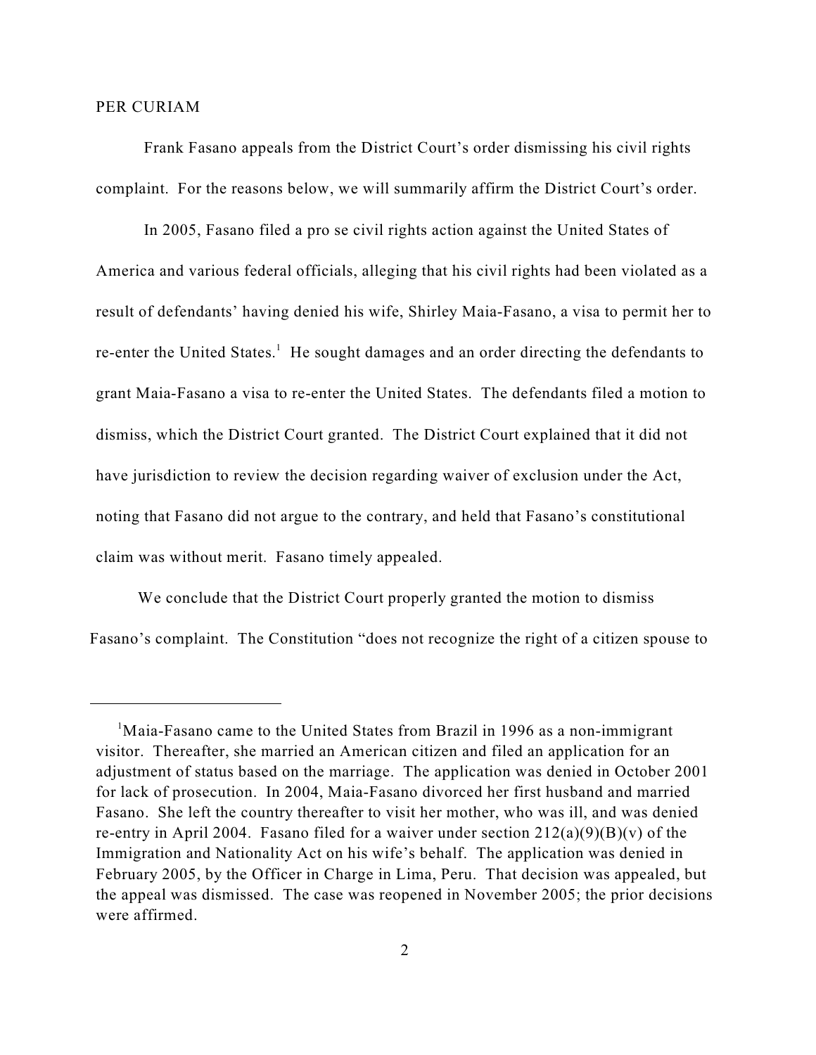PER CURIAM

Frank Fasano appeals from the District Court's order dismissing his civil rights complaint. For the reasons below, we will summarily affirm the District Court's order.

In 2005, Fasano filed a pro se civil rights action against the United States of America and various federal officials, alleging that his civil rights had been violated as a result of defendants' having denied his wife, Shirley Maia-Fasano, a visa to permit her to re-enter the United States.[1] He sought damages and an order directing the defendants to grant Maia-Fasano a visa to re-enter the United States. The defendants filed a motion to dismiss, which the District Court granted. The District Court explained that it did not have jurisdiction to review the decision regarding waiver of exclusion under the Act, noting that Fasano did not argue to the contrary, and held that Fasano's constitutional claim was without merit. Fasano timely appealed.

We conclude that the District Court properly granted the motion to dismiss Fasano's complaint. The Constitution "does not recognize the right of a citizen spouse to

---

[1] Maia-Fasano came to the United States from Brazil in 1996 as a non-immigrant visitor. Thereafter, she married an American citizen and filed an application for an adjustment of status based on the marriage. The application was denied in October 2001 for lack of prosecution. In 2004, Maia-Fasano divorced her first husband and married Fasano. She left the country thereafter to visit her mother, who was ill, and was denied re-entry in April 2004. Fasano filed for a waiver under section 212(a)(9)(B)(v) of the Immigration and Nationality Act on his wife's behalf. The application was denied in February 2005, by the Officer in Charge in Lima, Peru. That decision was appealed, but the appeal was dismissed. The case was reopened in November 2005; the prior decisions were affirmed.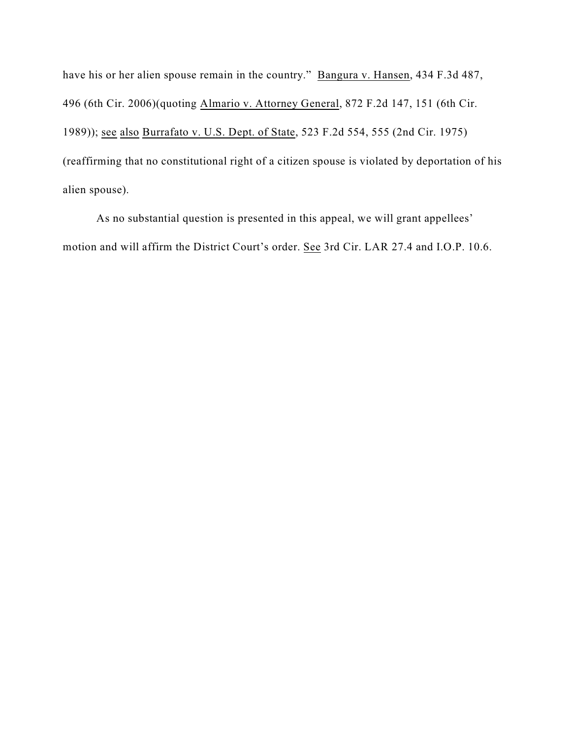have his or her alien spouse remain in the country." Bangura v. Hansen, 434 F.3d 487, 496 (6th Cir. 2006)(quoting Almario v. Attorney General, 872 F.2d 147, 151 (6th Cir. 1989)); see also Burrafato v. U.S. Dept. of State, 523 F.2d 554, 555 (2nd Cir. 1975) (reaffirming that no constitutional right of a citizen spouse is violated by deportation of his alien spouse).

As no substantial question is presented in this appeal, we will grant appellees' motion and will affirm the District Court's order. See 3rd Cir. LAR 27.4 and I.O.P. 10.6.